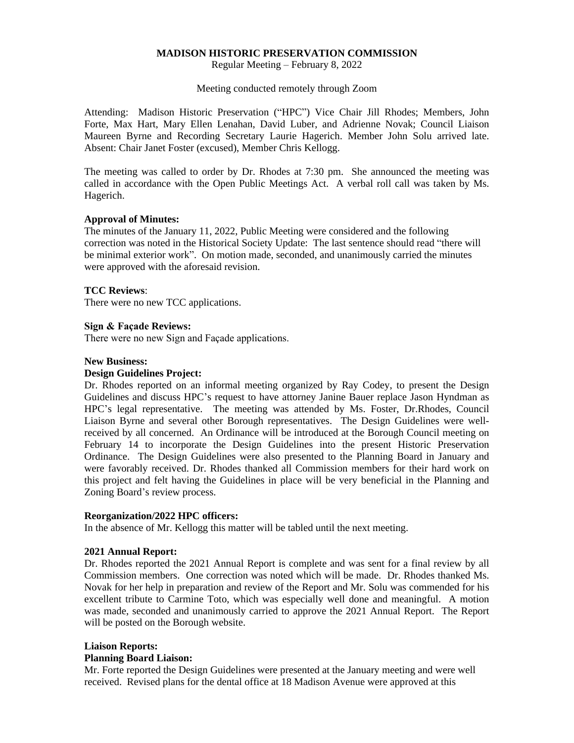**MADISON HISTORIC PRESERVATION COMMISSION**

Regular Meeting – February 8, 2022

Meeting conducted remotely through Zoom

Attending: Madison Historic Preservation ("HPC") Vice Chair Jill Rhodes; Members, John Forte, Max Hart, Mary Ellen Lenahan, David Luber, and Adrienne Novak; Council Liaison Maureen Byrne and Recording Secretary Laurie Hagerich. Member John Solu arrived late. Absent: Chair Janet Foster (excused), Member Chris Kellogg.

The meeting was called to order by Dr. Rhodes at 7:30 pm. She announced the meeting was called in accordance with the Open Public Meetings Act. A verbal roll call was taken by Ms. Hagerich.

**Approval of Minutes:**

The minutes of the January 11, 2022, Public Meeting were considered and the following correction was noted in the Historical Society Update: The last sentence should read "there will be minimal exterior work". On motion made, seconded, and unanimously carried the minutes were approved with the aforesaid revision.

**TCC Reviews**:

There were no new TCC applications.

**Sign & Façade Reviews:**

There were no new Sign and Façade applications.

**New Business:**

**Design Guidelines Project:**

Dr. Rhodes reported on an informal meeting organized by Ray Codey, to present the Design Guidelines and discuss HPC's request to have attorney Janine Bauer replace Jason Hyndman as HPC's legal representative. The meeting was attended by Ms. Foster, Dr.Rhodes, Council Liaison Byrne and several other Borough representatives. The Design Guidelines were well-received by all concerned. An Ordinance will be introduced at the Borough Council meeting on February 14 to incorporate the Design Guidelines into the present Historic Preservation Ordinance. The Design Guidelines were also presented to the Planning Board in January and were favorably received. Dr. Rhodes thanked all Commission members for their hard work on this project and felt having the Guidelines in place will be very beneficial in the Planning and Zoning Board's review process.

**Reorganization/2022 HPC officers:**

In the absence of Mr. Kellogg this matter will be tabled until the next meeting.

**2021 Annual Report:**

Dr. Rhodes reported the 2021 Annual Report is complete and was sent for a final review by all Commission members. One correction was noted which will be made. Dr. Rhodes thanked Ms. Novak for her help in preparation and review of the Report and Mr. Solu was commended for his excellent tribute to Carmine Toto, which was especially well done and meaningful. A motion was made, seconded and unanimously carried to approve the 2021 Annual Report. The Report will be posted on the Borough website.

**Liaison Reports:**

**Planning Board Liaison:**

Mr. Forte reported the Design Guidelines were presented at the January meeting and were well received. Revised plans for the dental office at 18 Madison Avenue were approved at this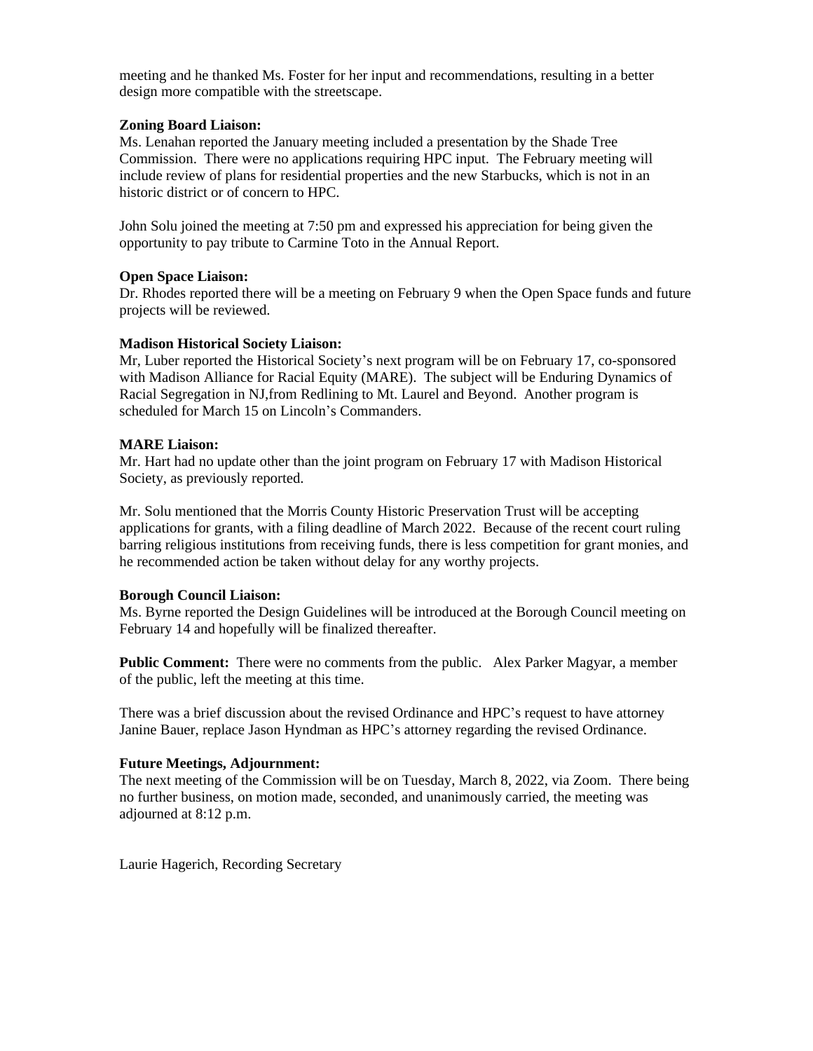meeting and he thanked Ms. Foster for her input and recommendations, resulting in a better design more compatible with the streetscape.

**Zoning Board Liaison:**
Ms. Lenahan reported the January meeting included a presentation by the Shade Tree Commission. There were no applications requiring HPC input. The February meeting will include review of plans for residential properties and the new Starbucks, which is not in an historic district or of concern to HPC.

John Solu joined the meeting at 7:50 pm and expressed his appreciation for being given the opportunity to pay tribute to Carmine Toto in the Annual Report.

**Open Space Liaison:**
Dr. Rhodes reported there will be a meeting on February 9 when the Open Space funds and future projects will be reviewed.

**Madison Historical Society Liaison:**
Mr, Luber reported the Historical Society's next program will be on February 17, co-sponsored with Madison Alliance for Racial Equity (MARE). The subject will be Enduring Dynamics of Racial Segregation in NJ,from Redlining to Mt. Laurel and Beyond. Another program is scheduled for March 15 on Lincoln's Commanders.

**MARE Liaison:**
Mr. Hart had no update other than the joint program on February 17 with Madison Historical Society, as previously reported.

Mr. Solu mentioned that the Morris County Historic Preservation Trust will be accepting applications for grants, with a filing deadline of March 2022. Because of the recent court ruling barring religious institutions from receiving funds, there is less competition for grant monies, and he recommended action be taken without delay for any worthy projects.

**Borough Council Liaison:**
Ms. Byrne reported the Design Guidelines will be introduced at the Borough Council meeting on February 14 and hopefully will be finalized thereafter.

**Public Comment:** There were no comments from the public. Alex Parker Magyar, a member of the public, left the meeting at this time.

There was a brief discussion about the revised Ordinance and HPC's request to have attorney Janine Bauer, replace Jason Hyndman as HPC's attorney regarding the revised Ordinance.

**Future Meetings, Adjournment:**
The next meeting of the Commission will be on Tuesday, March 8, 2022, via Zoom. There being no further business, on motion made, seconded, and unanimously carried, the meeting was adjourned at 8:12 p.m.

Laurie Hagerich, Recording Secretary